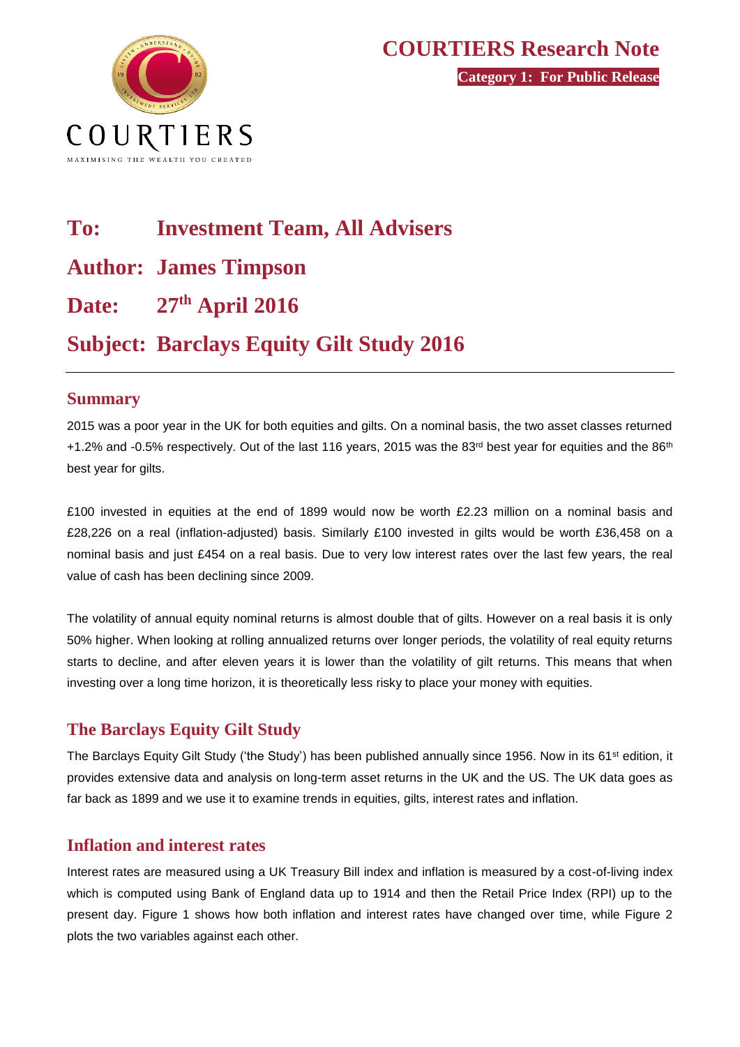# COURTIERS Research Note

**Category 1: For Public Release**

COURTIERS

MAXIMISING THE WEALTH YOU CREATED

## To: Investment Team, All Advisers

## Author: James Timpson

## Date: 27th April 2016

## Subject: Barclays Equity Gilt Study 2016

---

### Summary

2015 was a poor year in the UK for both equities and gilts. On a nominal basis, the two asset classes returned +1.2% and -0.5% respectively. Out of the last 116 years, 2015 was the 83rd best year for equities and the 86th best year for gilts.

£100 invested in equities at the end of 1899 would now be worth £2.23 million on a nominal basis and £28,226 on a real (inflation-adjusted) basis. Similarly £100 invested in gilts would be worth £36,458 on a nominal basis and just £454 on a real basis. Due to very low interest rates over the last few years, the real value of cash has been declining since 2009.

The volatility of annual equity nominal returns is almost double that of gilts. However on a real basis it is only 50% higher. When looking at rolling annualized returns over longer periods, the volatility of real equity returns starts to decline, and after eleven years it is lower than the volatility of gilt returns. This means that when investing over a long time horizon, it is theoretically less risky to place your money with equities.

### The Barclays Equity Gilt Study

The Barclays Equity Gilt Study ('the Study') has been published annually since 1956. Now in its 61st edition, it provides extensive data and analysis on long-term asset returns in the UK and the US. The UK data goes as far back as 1899 and we use it to examine trends in equities, gilts, interest rates and inflation.

### Inflation and interest rates

Interest rates are measured using a UK Treasury Bill index and inflation is measured by a cost-of-living index which is computed using Bank of England data up to 1914 and then the Retail Price Index (RPI) up to the present day. Figure 1 shows how both inflation and interest rates have changed over time, while Figure 2 plots the two variables against each other.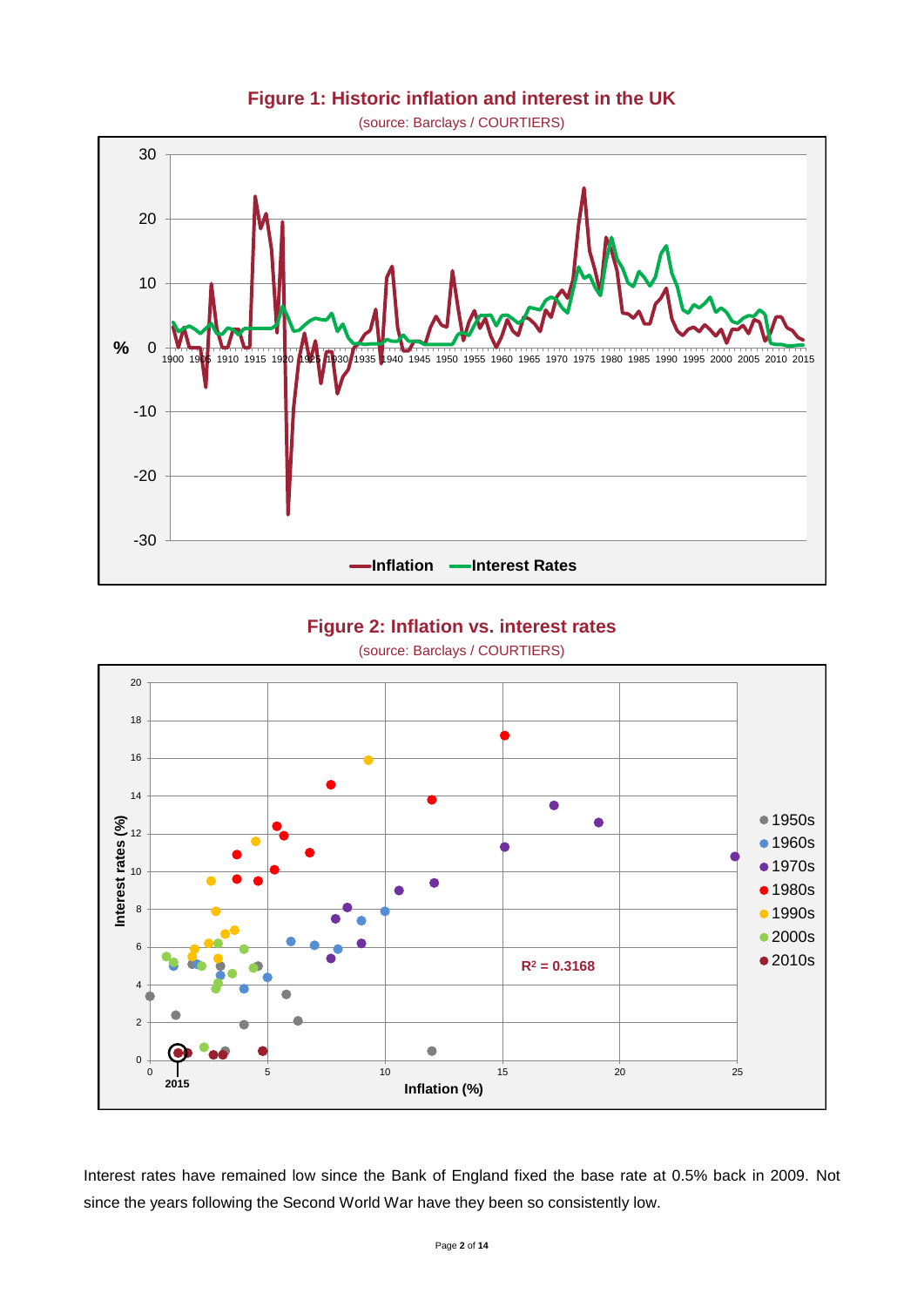**Figure 1: Historic inflation and interest in the UK**

(source: Barclays / COURTIERS)

**Figure 2: Inflation vs. interest rates**

(source: Barclays / COURTIERS)

Interest rates have remained low since the Bank of England fixed the base rate at 0.5% back in 2009. Not since the years following the Second World War have they been so consistently low.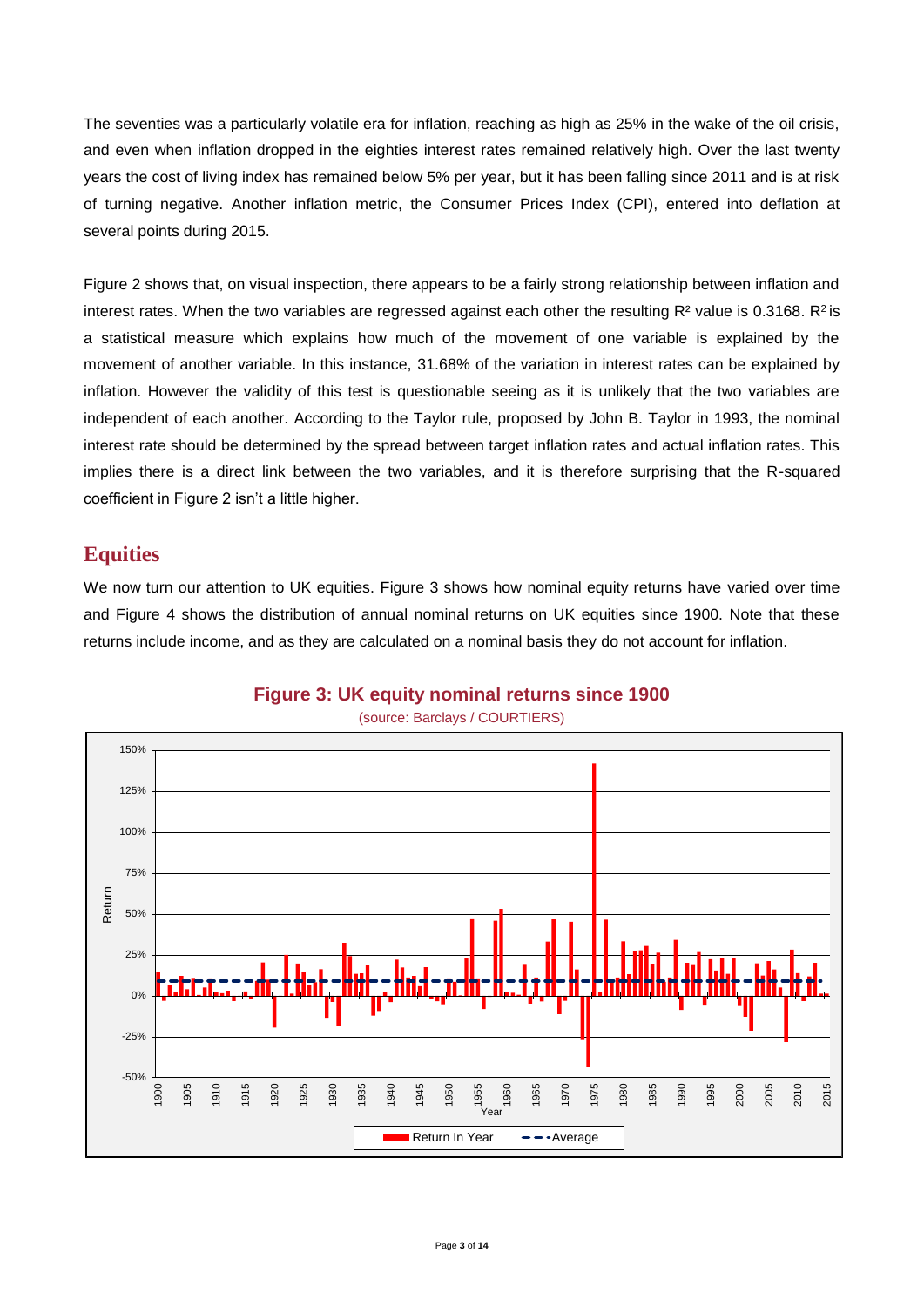The seventies was a particularly volatile era for inflation, reaching as high as 25% in the wake of the oil crisis, and even when inflation dropped in the eighties interest rates remained relatively high. Over the last twenty years the cost of living index has remained below 5% per year, but it has been falling since 2011 and is at risk of turning negative. Another inflation metric, the Consumer Prices Index (CPI), entered into deflation at several points during 2015.

Figure 2 shows that, on visual inspection, there appears to be a fairly strong relationship between inflation and interest rates. When the two variables are regressed against each other the resulting $R^2$ value is 0.3168. $R^2$ is a statistical measure which explains how much of the movement of one variable is explained by the movement of another variable. In this instance, 31.68% of the variation in interest rates can be explained by inflation. However the validity of this test is questionable seeing as it is unlikely that the two variables are independent of each another. According to the Taylor rule, proposed by John B. Taylor in 1993, the nominal interest rate should be determined by the spread between target inflation rates and actual inflation rates. This implies there is a direct link between the two variables, and it is therefore surprising that the R-squared coefficient in Figure 2 isn't a little higher.

## Equities

We now turn our attention to UK equities. Figure 3 shows how nominal equity returns have varied over time and Figure 4 shows the distribution of annual nominal returns on UK equities since 1900. Note that these returns include income, and as they are calculated on a nominal basis they do not account for inflation.

**Figure 3: UK equity nominal returns since 1900**

(source: Barclays / COURTIERS)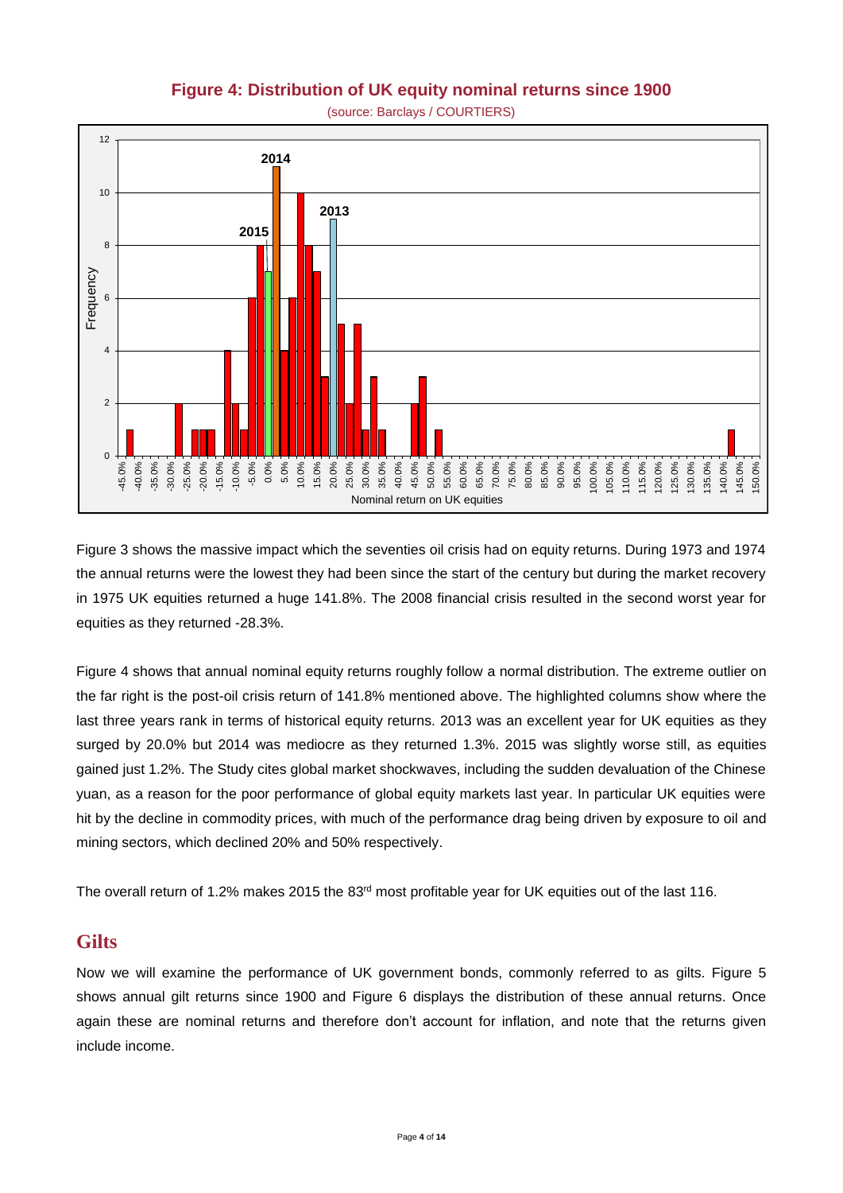**Figure 4: Distribution of UK equity nominal returns since 1900**

(source: Barclays / COURTIERS)

Figure 3 shows the massive impact which the seventies oil crisis had on equity returns. During 1973 and 1974 the annual returns were the lowest they had been since the start of the century but during the market recovery in 1975 UK equities returned a huge 141.8%. The 2008 financial crisis resulted in the second worst year for equities as they returned -28.3%.

Figure 4 shows that annual nominal equity returns roughly follow a normal distribution. The extreme outlier on the far right is the post-oil crisis return of 141.8% mentioned above. The highlighted columns show where the last three years rank in terms of historical equity returns. 2013 was an excellent year for UK equities as they surged by 20.0% but 2014 was mediocre as they returned 1.3%. 2015 was slightly worse still, as equities gained just 1.2%. The Study cites global market shockwaves, including the sudden devaluation of the Chinese yuan, as a reason for the poor performance of global equity markets last year. In particular UK equities were hit by the decline in commodity prices, with much of the performance drag being driven by exposure to oil and mining sectors, which declined 20% and 50% respectively.

The overall return of 1.2% makes 2015 the 83rd most profitable year for UK equities out of the last 116.

## Gilts

Now we will examine the performance of UK government bonds, commonly referred to as gilts. Figure 5 shows annual gilt returns since 1900 and Figure 6 displays the distribution of these annual returns. Once again these are nominal returns and therefore don't account for inflation, and note that the returns given include income.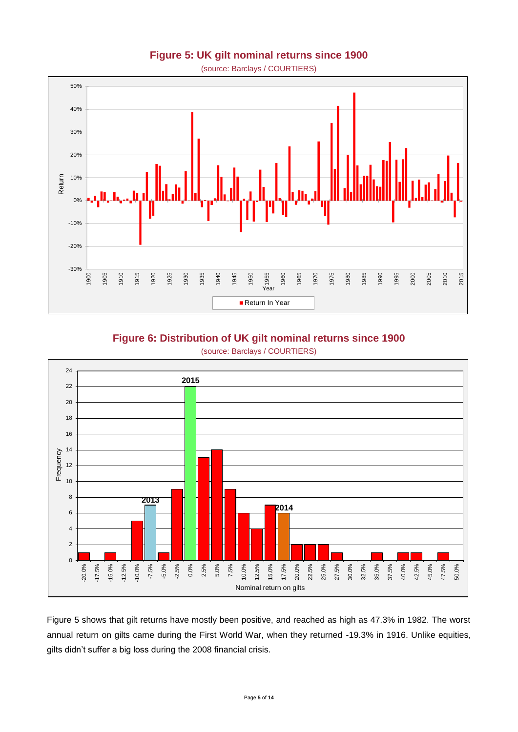## Figure 5: UK gilt nominal returns since 1900

(source: Barclays / COURTIERS)

## Figure 6: Distribution of UK gilt nominal returns since 1900

(source: Barclays / COURTIERS)

Figure 5 shows that gilt returns have mostly been positive, and reached as high as 47.3% in 1982. The worst annual return on gilts came during the First World War, when they returned -19.3% in 1916. Unlike equities, gilts didn't suffer a big loss during the 2008 financial crisis.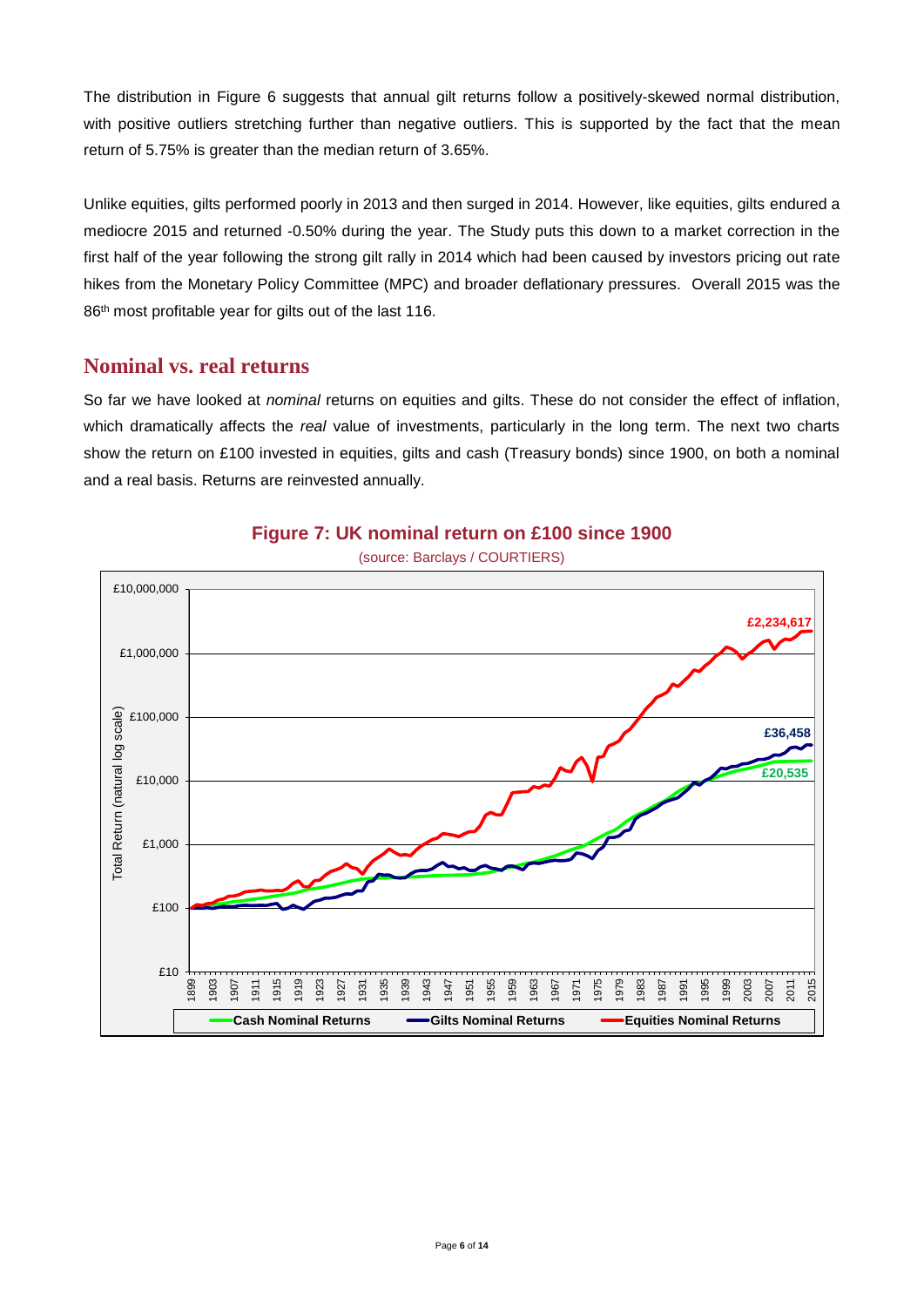The distribution in Figure 6 suggests that annual gilt returns follow a positively-skewed normal distribution, with positive outliers stretching further than negative outliers. This is supported by the fact that the mean return of 5.75% is greater than the median return of 3.65%.

Unlike equities, gilts performed poorly in 2013 and then surged in 2014. However, like equities, gilts endured a mediocre 2015 and returned -0.50% during the year. The Study puts this down to a market correction in the first half of the year following the strong gilt rally in 2014 which had been caused by investors pricing out rate hikes from the Monetary Policy Committee (MPC) and broader deflationary pressures. Overall 2015 was the 86th most profitable year for gilts out of the last 116.

## Nominal vs. real returns

So far we have looked at *nominal* returns on equities and gilts. These do not consider the effect of inflation, which dramatically affects the *real* value of investments, particularly in the long term. The next two charts show the return on £100 invested in equities, gilts and cash (Treasury bonds) since 1900, on both a nominal and a real basis. Returns are reinvested annually.

**Figure 7: UK nominal return on £100 since 1900**

(source: Barclays / COURTIERS)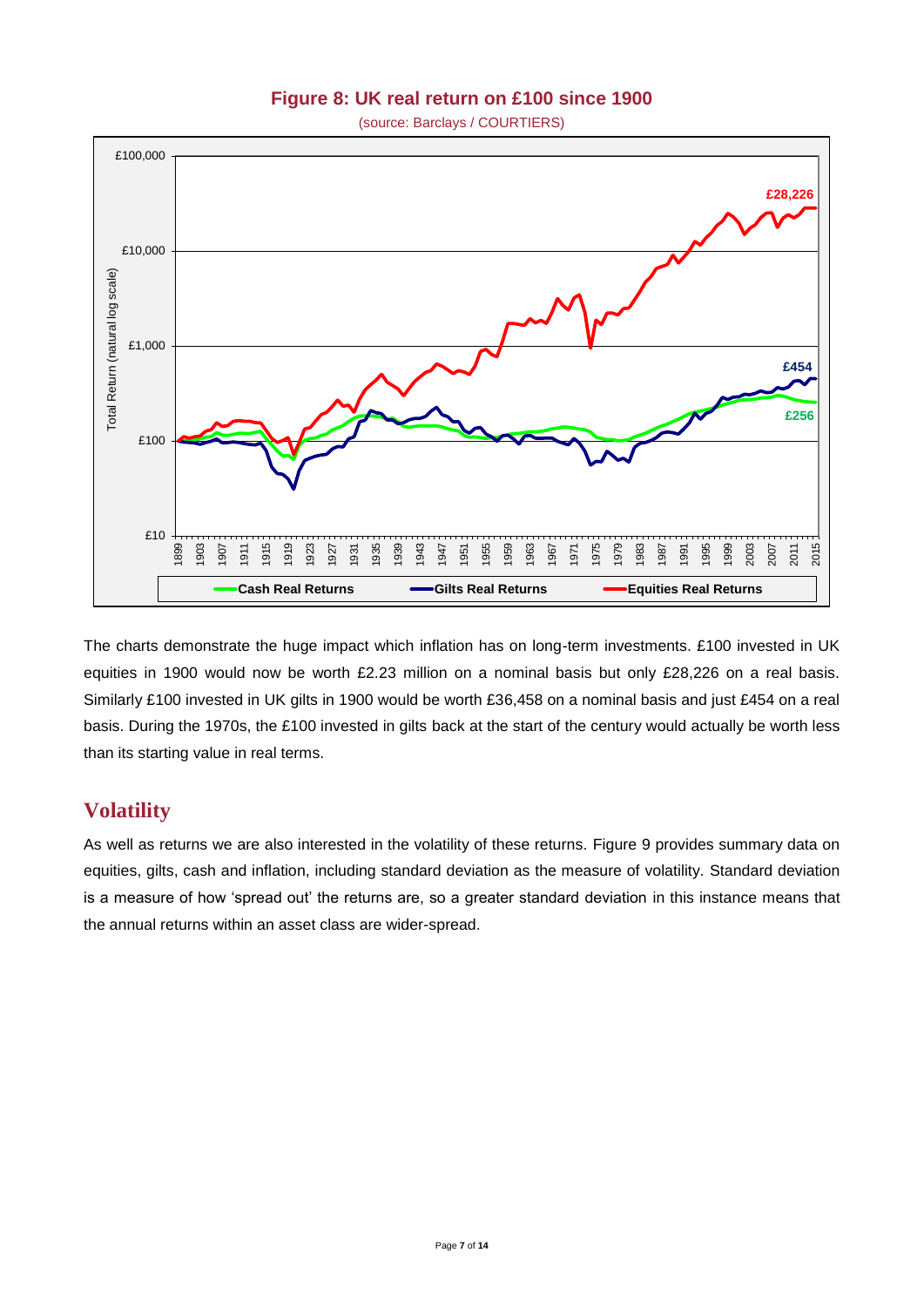**Figure 8: UK real return on £100 since 1900**

(source: Barclays / COURTIERS)

The charts demonstrate the huge impact which inflation has on long-term investments. £100 invested in UK equities in 1900 would now be worth £2.23 million on a nominal basis but only £28,226 on a real basis. Similarly £100 invested in UK gilts in 1900 would be worth £36,458 on a nominal basis and just £454 on a real basis. During the 1970s, the £100 invested in gilts back at the start of the century would actually be worth less than its starting value in real terms.

## Volatility

As well as returns we are also interested in the volatility of these returns. Figure 9 provides summary data on equities, gilts, cash and inflation, including standard deviation as the measure of volatility. Standard deviation is a measure of how 'spread out' the returns are, so a greater standard deviation in this instance means that the annual returns within an asset class are wider-spread.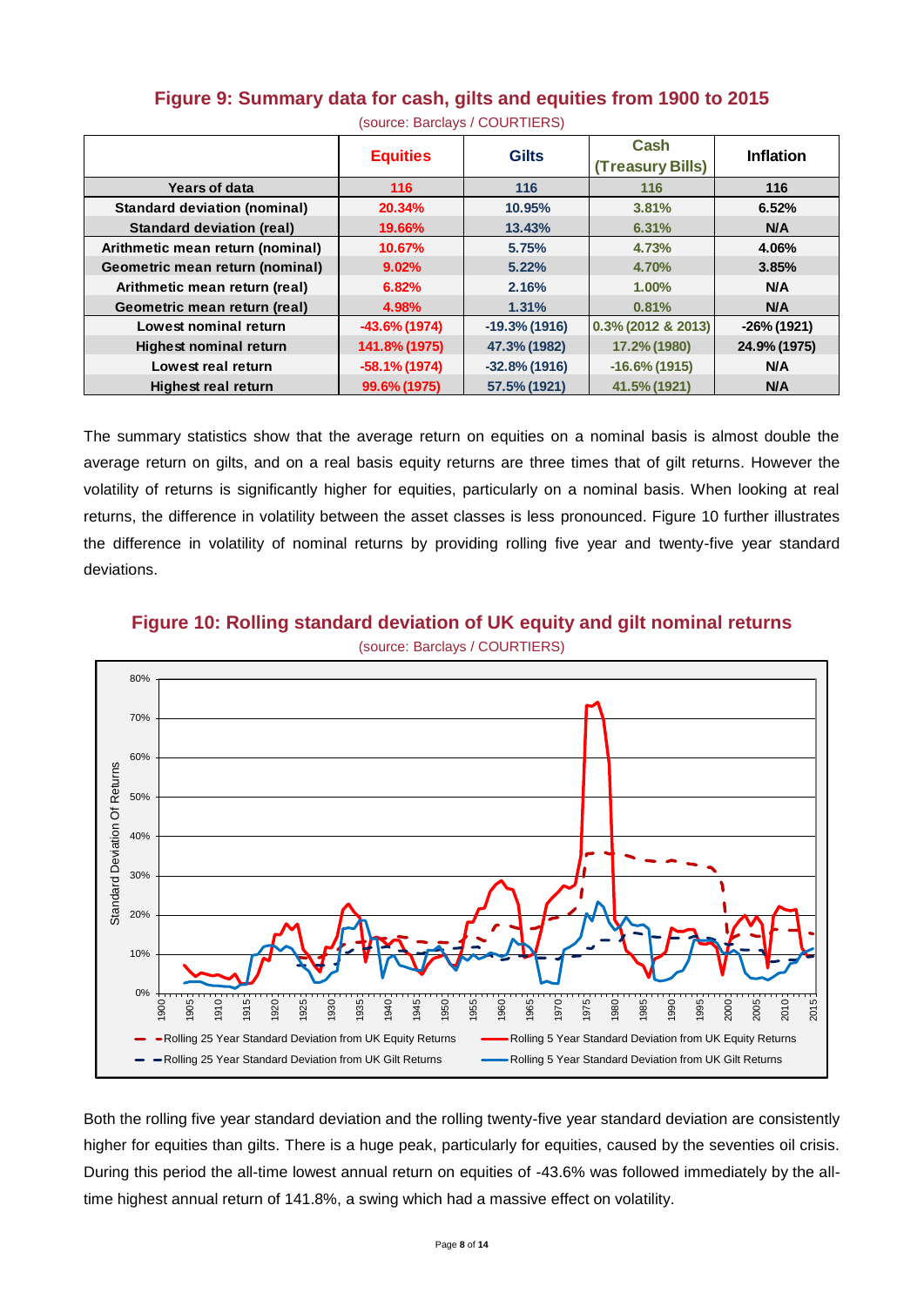## Figure 9: Summary data for cash, gilts and equities from 1900 to 2015

(source: Barclays / COURTIERS)

| | Equities | Gilts | Cash (Treasury Bills) | Inflation |
|---|---|---|---|---|
| Years of data | 116 | 116 | 116 | 116 |
| Standard deviation (nominal) | 20.34% | 10.95% | 3.81% | 6.52% |
| Standard deviation (real) | 19.66% | 13.43% | 6.31% | N/A |
| Arithmetic mean return (nominal) | 10.67% | 5.75% | 4.73% | 4.06% |
| Geometric mean return (nominal) | 9.02% | 5.22% | 4.70% | 3.85% |
| Arithmetic mean return (real) | 6.82% | 2.16% | 1.00% | N/A |
| Geometric mean return (real) | 4.98% | 1.31% | 0.81% | N/A |
| Lowest nominal return | -43.6% (1974) | -19.3% (1916) | 0.3% (2012 & 2013) | -26% (1921) |
| Highest nominal return | 141.8% (1975) | 47.3% (1982) | 17.2% (1980) | 24.9% (1975) |
| Lowest real return | -58.1% (1974) | -32.8% (1916) | -16.6% (1915) | N/A |
| Highest real return | 99.6% (1975) | 57.5% (1921) | 41.5% (1921) | N/A |

The summary statistics show that the average return on equities on a nominal basis is almost double the average return on gilts, and on a real basis equity returns are three times that of gilt returns. However the volatility of returns is significantly higher for equities, particularly on a nominal basis. When looking at real returns, the difference in volatility between the asset classes is less pronounced. Figure 10 further illustrates the difference in volatility of nominal returns by providing rolling five year and twenty-five year standard deviations.

## Figure 10: Rolling standard deviation of UK equity and gilt nominal returns

(source: Barclays / COURTIERS)

Both the rolling five year standard deviation and the rolling twenty-five year standard deviation are consistently higher for equities than gilts. There is a huge peak, particularly for equities, caused by the seventies oil crisis. During this period the all-time lowest annual return on equities of -43.6% was followed immediately by the all-time highest annual return of 141.8%, a swing which had a massive effect on volatility.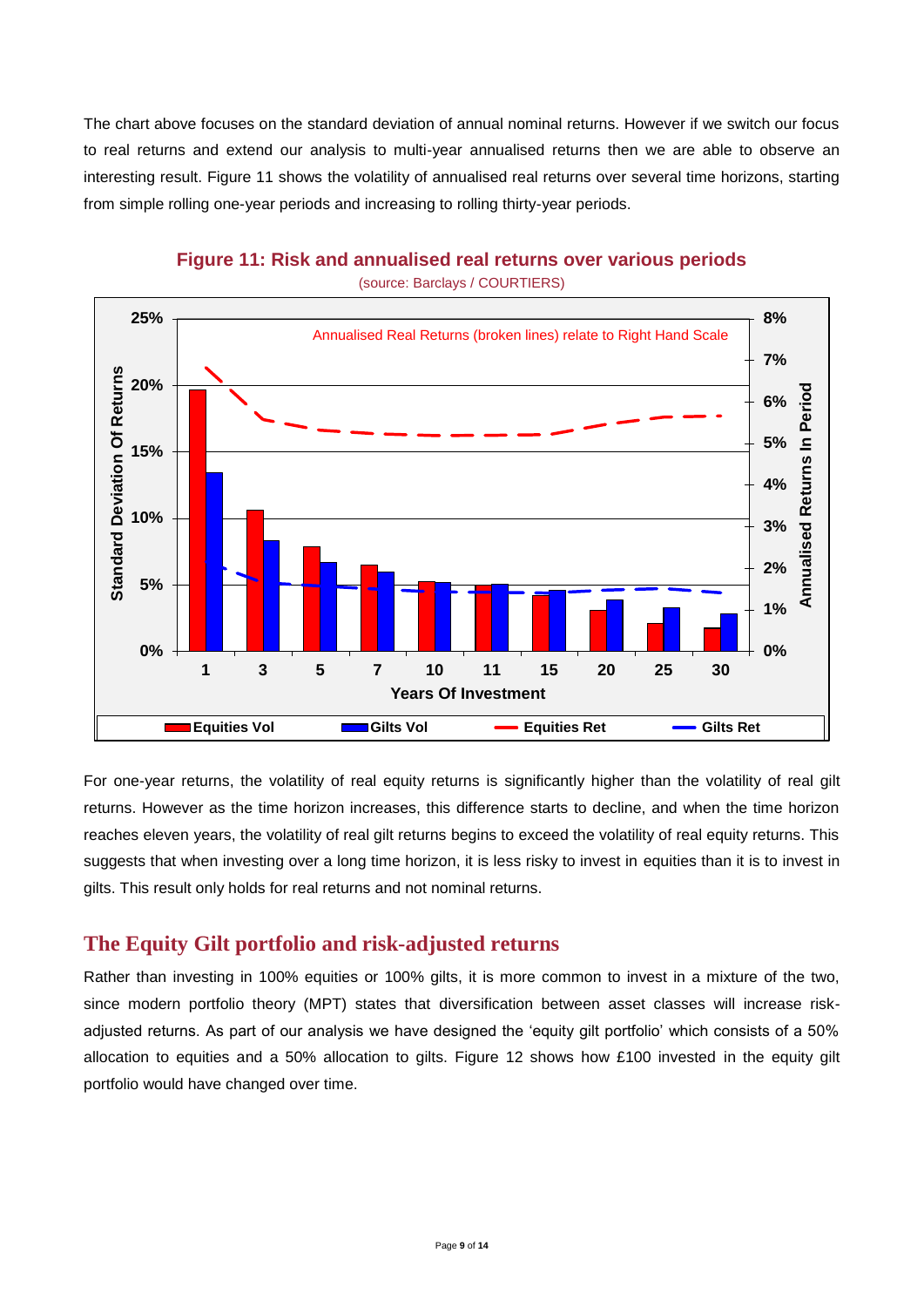The chart above focuses on the standard deviation of annual nominal returns. However if we switch our focus to real returns and extend our analysis to multi-year annualised returns then we are able to observe an interesting result. Figure 11 shows the volatility of annualised real returns over several time horizons, starting from simple rolling one-year periods and increasing to rolling thirty-year periods.

**Figure 11: Risk and annualised real returns over various periods**

(source: Barclays / COURTIERS)

For one-year returns, the volatility of real equity returns is significantly higher than the volatility of real gilt returns. However as the time horizon increases, this difference starts to decline, and when the time horizon reaches eleven years, the volatility of real gilt returns begins to exceed the volatility of real equity returns. This suggests that when investing over a long time horizon, it is less risky to invest in equities than it is to invest in gilts. This result only holds for real returns and not nominal returns.

## The Equity Gilt portfolio and risk-adjusted returns

Rather than investing in 100% equities or 100% gilts, it is more common to invest in a mixture of the two, since modern portfolio theory (MPT) states that diversification between asset classes will increase risk-adjusted returns. As part of our analysis we have designed the 'equity gilt portfolio' which consists of a 50% allocation to equities and a 50% allocation to gilts. Figure 12 shows how £100 invested in the equity gilt portfolio would have changed over time.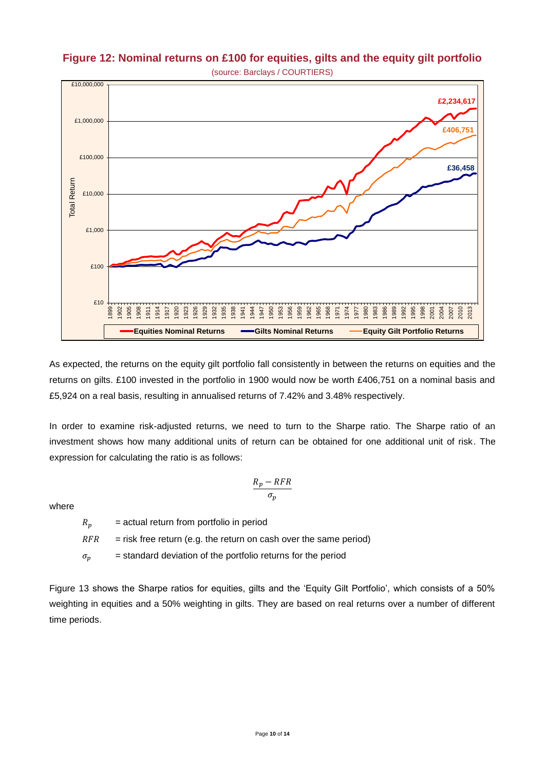**Figure 12: Nominal returns on £100 for equities, gilts and the equity gilt portfolio**

(source: Barclays / COURTIERS)

As expected, the returns on the equity gilt portfolio fall consistently in between the returns on equities and the returns on gilts. £100 invested in the portfolio in 1900 would now be worth £406,751 on a nominal basis and £5,924 on a real basis, resulting in annualised returns of 7.42% and 3.48% respectively.

In order to examine risk-adjusted returns, we need to turn to the Sharpe ratio. The Sharpe ratio of an investment shows how many additional units of return can be obtained for one additional unit of risk. The expression for calculating the ratio is as follows:

$$\frac{R_p - RFR}{\sigma_p}$$

where

$R_p$ = actual return from portfolio in period

$RFR$ = risk free return (e.g. the return on cash over the same period)

$\sigma_p$ = standard deviation of the portfolio returns for the period

Figure 13 shows the Sharpe ratios for equities, gilts and the 'Equity Gilt Portfolio', which consists of a 50% weighting in equities and a 50% weighting in gilts. They are based on real returns over a number of different time periods.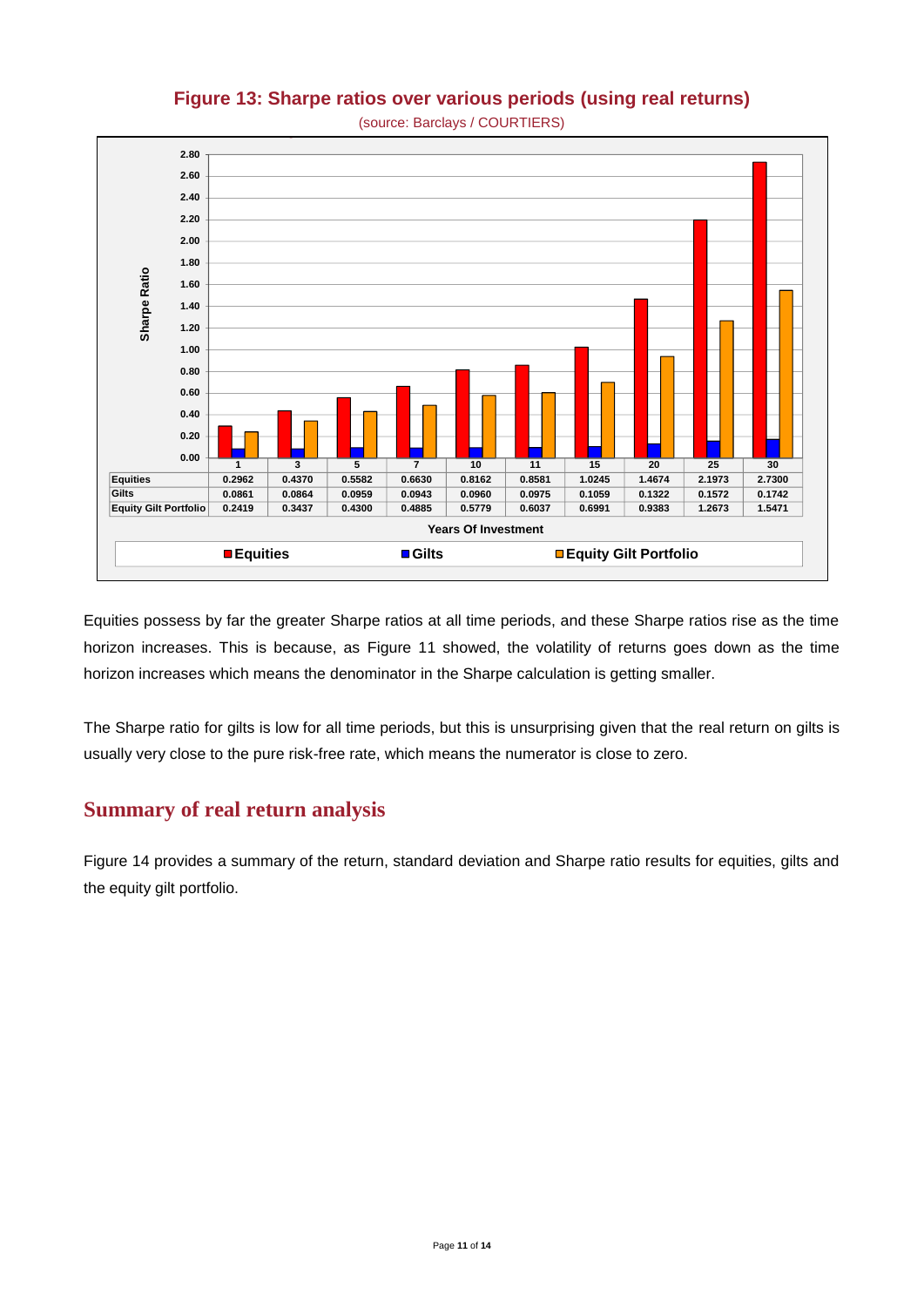**Figure 13: Sharpe ratios over various periods (using real returns)**

(source: Barclays / COURTIERS)

| Years Of Investment | 1 | 3 | 5 | 7 | 10 | 11 | 15 | 20 | 25 | 30 |
|---|---|---|---|---|---|---|---|---|---|---|
| Equities | 0.2962 | 0.4370 | 0.5582 | 0.6630 | 0.8162 | 0.8581 | 1.0245 | 1.4674 | 2.1973 | 2.7300 |
| Gilts | 0.0861 | 0.0864 | 0.0959 | 0.0943 | 0.0960 | 0.0975 | 0.1059 | 0.1322 | 0.1572 | 0.1742 |
| Equity Gilt Portfolio | 0.2419 | 0.3437 | 0.4300 | 0.4885 | 0.5779 | 0.6037 | 0.6991 | 0.9383 | 1.2673 | 1.5471 |

Equities possess by far the greater Sharpe ratios at all time periods, and these Sharpe ratios rise as the time horizon increases. This is because, as Figure 11 showed, the volatility of returns goes down as the time horizon increases which means the denominator in the Sharpe calculation is getting smaller.

The Sharpe ratio for gilts is low for all time periods, but this is unsurprising given that the real return on gilts is usually very close to the pure risk-free rate, which means the numerator is close to zero.

## Summary of real return analysis

Figure 14 provides a summary of the return, standard deviation and Sharpe ratio results for equities, gilts and the equity gilt portfolio.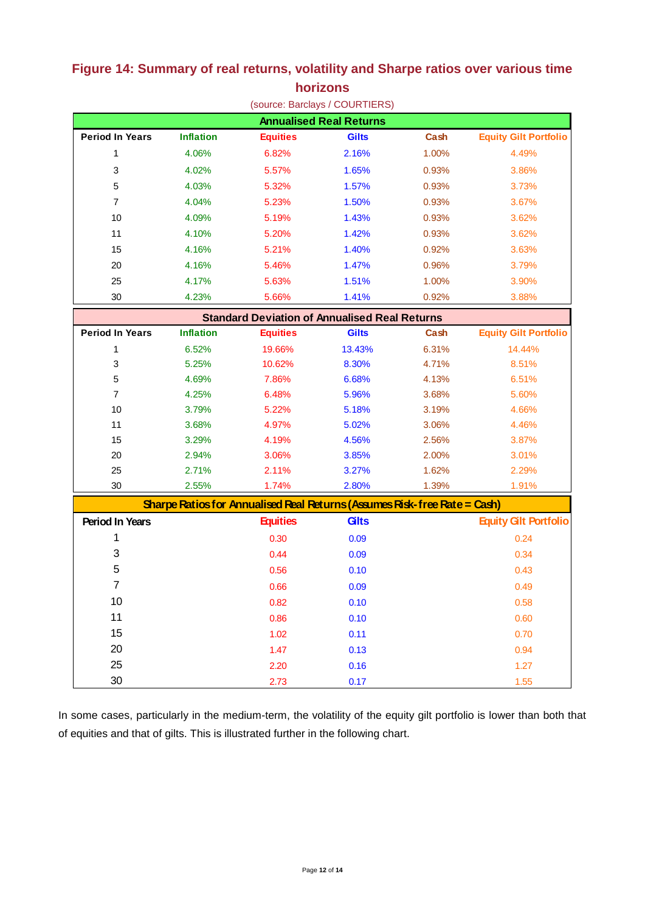## Figure 14: Summary of real returns, volatility and Sharpe ratios over various time horizons

(source: Barclays / COURTIERS)

| Annualised Real Returns | | | | | |
|---|---|---|---|---|---|
| **Period In Years** | **Inflation** | **Equities** | **Gilts** | **Cash** | **Equity Gilt Portfolio** |
| 1 | 4.06% | 6.82% | 2.16% | 1.00% | 4.49% |
| 3 | 4.02% | 5.57% | 1.65% | 0.93% | 3.86% |
| 5 | 4.03% | 5.32% | 1.57% | 0.93% | 3.73% |
| 7 | 4.04% | 5.23% | 1.50% | 0.93% | 3.67% |
| 10 | 4.09% | 5.19% | 1.43% | 0.93% | 3.62% |
| 11 | 4.10% | 5.20% | 1.42% | 0.93% | 3.62% |
| 15 | 4.16% | 5.21% | 1.40% | 0.92% | 3.63% |
| 20 | 4.16% | 5.46% | 1.47% | 0.96% | 3.79% |
| 25 | 4.17% | 5.63% | 1.51% | 1.00% | 3.90% |
| 30 | 4.23% | 5.66% | 1.41% | 0.92% | 3.88% |

| Standard Deviation of Annualised Real Returns | | | | | |
|---|---|---|---|---|---|
| **Period In Years** | **Inflation** | **Equities** | **Gilts** | **Cash** | **Equity Gilt Portfolio** |
| 1 | 6.52% | 19.66% | 13.43% | 6.31% | 14.44% |
| 3 | 5.25% | 10.62% | 8.30% | 4.71% | 8.51% |
| 5 | 4.69% | 7.86% | 6.68% | 4.13% | 6.51% |
| 7 | 4.25% | 6.48% | 5.96% | 3.68% | 5.60% |
| 10 | 3.79% | 5.22% | 5.18% | 3.19% | 4.66% |
| 11 | 3.68% | 4.97% | 5.02% | 3.06% | 4.46% |
| 15 | 3.29% | 4.19% | 4.56% | 2.56% | 3.87% |
| 20 | 2.94% | 3.06% | 3.85% | 2.00% | 3.01% |
| 25 | 2.71% | 2.11% | 3.27% | 1.62% | 2.29% |
| 30 | 2.55% | 1.74% | 2.80% | 1.39% | 1.91% |

| Sharpe Ratios for Annualised Real Returns (Assumes Risk-free Rate = Cash) | | | |
|---|---|---|---|
| **Period In Years** | **Equities** | **Gilts** | **Equity Gilt Portfolio** |
| 1 | 0.30 | 0.09 | 0.24 |
| 3 | 0.44 | 0.09 | 0.34 |
| 5 | 0.56 | 0.10 | 0.43 |
| 7 | 0.66 | 0.09 | 0.49 |
| 10 | 0.82 | 0.10 | 0.58 |
| 11 | 0.86 | 0.10 | 0.60 |
| 15 | 1.02 | 0.11 | 0.70 |
| 20 | 1.47 | 0.13 | 0.94 |
| 25 | 2.20 | 0.16 | 1.27 |
| 30 | 2.73 | 0.17 | 1.55 |

In some cases, particularly in the medium-term, the volatility of the equity gilt portfolio is lower than both that of equities and that of gilts. This is illustrated further in the following chart.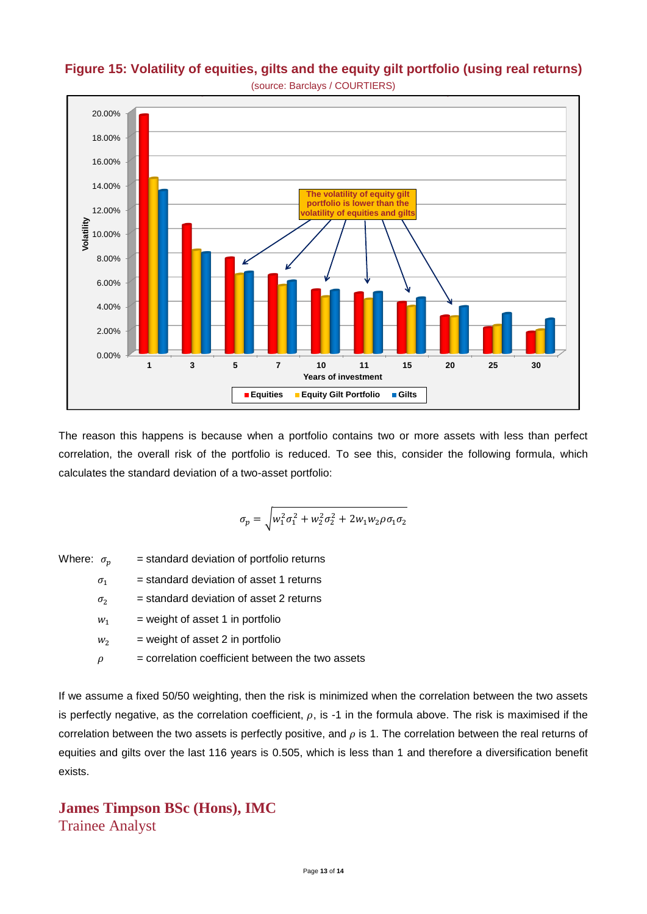**Figure 15: Volatility of equities, gilts and the equity gilt portfolio (using real returns)**

(source: Barclays / COURTIERS)

The reason this happens is because when a portfolio contains two or more assets with less than perfect correlation, the overall risk of the portfolio is reduced. To see this, consider the following formula, which calculates the standard deviation of a two-asset portfolio:

$$\sigma_p = \sqrt{w_1^2\sigma_1^2 + w_2^2\sigma_2^2 + 2w_1w_2\rho\sigma_1\sigma_2}$$

Where:
- $\sigma_p$ = standard deviation of portfolio returns
- $\sigma_1$ = standard deviation of asset 1 returns
- $\sigma_2$ = standard deviation of asset 2 returns
- $w_1$ = weight of asset 1 in portfolio
- $w_2$ = weight of asset 2 in portfolio
- $\rho$ = correlation coefficient between the two assets

If we assume a fixed 50/50 weighting, then the risk is minimized when the correlation between the two assets is perfectly negative, as the correlation coefficient, $\rho$, is -1 in the formula above. The risk is maximised if the correlation between the two assets is perfectly positive, and $\rho$ is 1. The correlation between the real returns of equities and gilts over the last 116 years is 0.505, which is less than 1 and therefore a diversification benefit exists.

**James Timpson BSc (Hons), IMC**
Trainee Analyst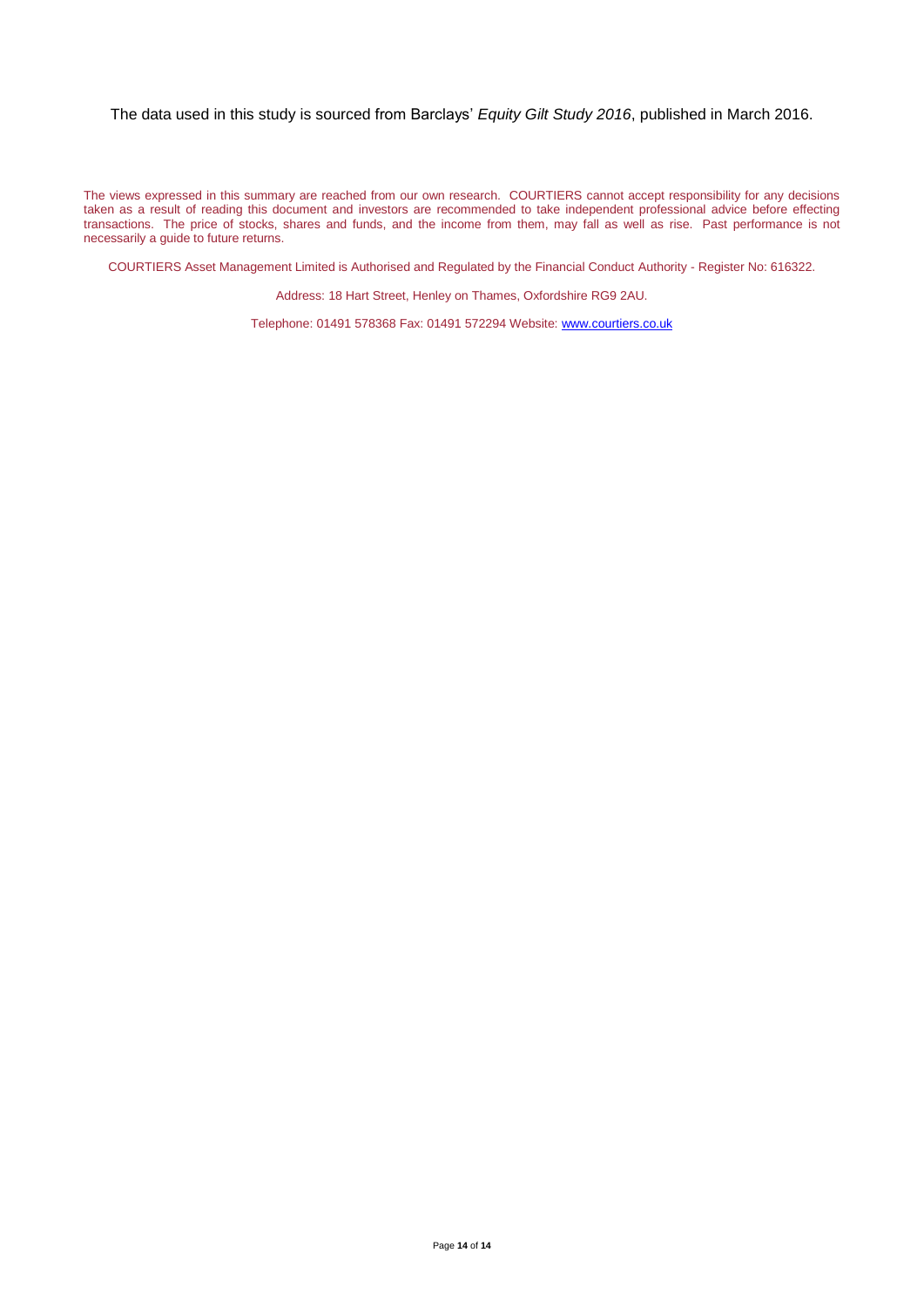The data used in this study is sourced from Barclays' *Equity Gilt Study 2016*, published in March 2016.

The views expressed in this summary are reached from our own research. COURTIERS cannot accept responsibility for any decisions taken as a result of reading this document and investors are recommended to take independent professional advice before effecting transactions. The price of stocks, shares and funds, and the income from them, may fall as well as rise. Past performance is not necessarily a guide to future returns.

COURTIERS Asset Management Limited is Authorised and Regulated by the Financial Conduct Authority - Register No: 616322.

Address: 18 Hart Street, Henley on Thames, Oxfordshire RG9 2AU.

Telephone: 01491 578368 Fax: 01491 572294 Website: [www.courtiers.co.uk](http://www.courtiers.co.uk)